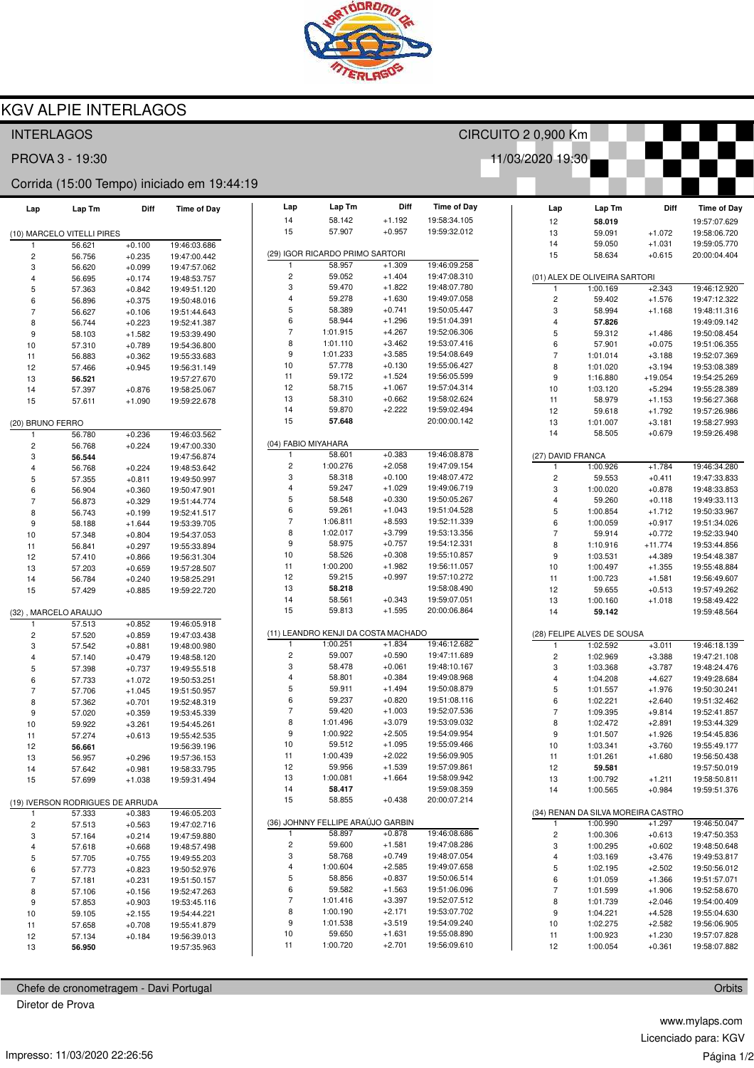# KGV ALPIE INTERLAGOS

INTERLAGOS — CIRCUITO 2 0,900 Km

PROVA 3 - 19:30 — 11/03/2020 19:30

Corrida (15:00 Tempo) iniciado em 19:44:19

### (10) MARCELO VITELLI PIRES

| Lap | Lap Tm | Diff | Time of Day |
|---|---|---|---|
| 1 | 56.621 | +0.100 | 19:46:03.686 |
| 2 | 56.756 | +0.235 | 19:47:00.442 |
| 3 | 56.620 | +0.099 | 19:47:57.062 |
| 4 | 56.695 | +0.174 | 19:48:53.757 |
| 5 | 57.363 | +0.842 | 19:49:51.120 |
| 6 | 56.896 | +0.375 | 19:50:48.016 |
| 7 | 56.627 | +0.106 | 19:51:44.643 |
| 8 | 56.744 | +0.223 | 19:52:41.387 |
| 9 | 58.103 | +1.582 | 19:53:39.490 |
| 10 | 57.310 | +0.789 | 19:54:36.800 |
| 11 | 56.883 | +0.362 | 19:55:33.683 |
| 12 | 57.466 | +0.945 | 19:56:31.149 |
| 13 | **56.521** | | 19:57:27.670 |
| 14 | 57.397 | +0.876 | 19:58:25.067 |
| 15 | 57.611 | +1.090 | 19:59:22.678 |

### (20) BRUNO FERRO

| Lap | Lap Tm | Diff | Time of Day |
|---|---|---|---|
| 1 | 56.780 | +0.236 | 19:46:03.562 |
| 2 | 56.768 | +0.224 | 19:47:00.330 |
| 3 | **56.544** | | 19:47:56.874 |
| 4 | 56.768 | +0.224 | 19:48:53.642 |
| 5 | 57.355 | +0.811 | 19:49:50.997 |
| 6 | 56.904 | +0.360 | 19:50:47.901 |
| 7 | 56.873 | +0.329 | 19:51:44.774 |
| 8 | 56.743 | +0.199 | 19:52:41.517 |
| 9 | 58.188 | +1.644 | 19:53:39.705 |
| 10 | 57.348 | +0.804 | 19:54:37.053 |
| 11 | 56.841 | +0.297 | 19:55:33.894 |
| 12 | 57.410 | +0.866 | 19:56:31.304 |
| 13 | 57.203 | +0.659 | 19:57:28.507 |
| 14 | 56.784 | +0.240 | 19:58:25.291 |
| 15 | 57.429 | +0.885 | 19:59:22.720 |

### (32) , MARCELO ARAUJO

| Lap | Lap Tm | Diff | Time of Day |
|---|---|---|---|
| 1 | 57.513 | +0.852 | 19:46:05.918 |
| 2 | 57.520 | +0.859 | 19:47:03.438 |
| 3 | 57.542 | +0.881 | 19:48:00.980 |
| 4 | 57.140 | +0.479 | 19:48:58.120 |
| 5 | 57.398 | +0.737 | 19:49:55.518 |
| 6 | 57.733 | +1.072 | 19:50:53.251 |
| 7 | 57.706 | +1.045 | 19:51:50.957 |
| 8 | 57.362 | +0.701 | 19:52:48.319 |
| 9 | 57.020 | +0.359 | 19:53:45.339 |
| 10 | 59.922 | +3.261 | 19:54:45.261 |
| 11 | 57.274 | +0.613 | 19:55:42.535 |
| 12 | **56.661** | | 19:56:39.196 |
| 13 | 56.957 | +0.296 | 19:57:36.153 |
| 14 | 57.642 | +0.981 | 19:58:33.795 |
| 15 | 57.699 | +1.038 | 19:59:31.494 |

### (19) IVERSON RODRIGUES DE ARRUDA

| Lap | Lap Tm | Diff | Time of Day |
|---|---|---|---|
| 1 | 57.333 | +0.383 | 19:46:05.203 |
| 2 | 57.513 | +0.563 | 19:47:02.716 |
| 3 | 57.164 | +0.214 | 19:47:59.880 |
| 4 | 57.618 | +0.668 | 19:48:57.498 |
| 5 | 57.705 | +0.755 | 19:49:55.203 |
| 6 | 57.773 | +0.823 | 19:50:52.976 |
| 7 | 57.181 | +0.231 | 19:51:50.157 |
| 8 | 57.106 | +0.156 | 19:52:47.263 |
| 9 | 57.853 | +0.903 | 19:53:45.116 |
| 10 | 59.105 | +2.155 | 19:54:44.221 |
| 11 | 57.658 | +0.708 | 19:55:41.879 |
| 12 | 57.134 | +0.184 | 19:56:39.013 |
| 13 | **56.950** | | 19:57:35.963 |
| 14 | 58.142 | +1.192 | 19:58:34.105 |
| 15 | 57.907 | +0.957 | 19:59:32.012 |

### (29) IGOR RICARDO PRIMO SARTORI

| Lap | Lap Tm | Diff | Time of Day |
|---|---|---|---|
| 1 | 58.957 | +1.309 | 19:46:09.258 |
| 2 | 59.052 | +1.404 | 19:47:08.310 |
| 3 | 59.470 | +1.822 | 19:48:07.780 |
| 4 | 59.278 | +1.630 | 19:49:07.058 |
| 5 | 58.389 | +0.741 | 19:50:05.447 |
| 6 | 58.944 | +1.296 | 19:51:04.391 |
| 7 | 1:01.915 | +4.267 | 19:52:06.306 |
| 8 | 1:01.110 | +3.462 | 19:53:07.416 |
| 9 | 1:01.233 | +3.585 | 19:54:08.649 |
| 10 | 57.778 | +0.130 | 19:55:06.427 |
| 11 | 59.172 | +1.524 | 19:56:05.599 |
| 12 | 58.715 | +1.067 | 19:57:04.314 |
| 13 | 58.310 | +0.662 | 19:58:02.624 |
| 14 | 59.870 | +2.222 | 19:59:02.494 |
| 15 | **57.648** | | 20:00:00.142 |

### (04) FABIO MIYAHARA

| Lap | Lap Tm | Diff | Time of Day |
|---|---|---|---|
| 1 | 58.601 | +0.383 | 19:46:08.878 |
| 2 | 1:00.276 | +2.058 | 19:47:09.154 |
| 3 | 58.318 | +0.100 | 19:48:07.472 |
| 4 | 59.247 | +1.029 | 19:49:06.719 |
| 5 | 58.548 | +0.330 | 19:50:05.267 |
| 6 | 59.261 | +1.043 | 19:51:04.528 |
| 7 | 1:06.811 | +8.593 | 19:52:11.339 |
| 8 | 1:02.017 | +3.799 | 19:53:13.356 |
| 9 | 58.975 | +0.757 | 19:54:12.331 |
| 10 | 58.526 | +0.308 | 19:55:10.857 |
| 11 | 1:00.200 | +1.982 | 19:56:11.057 |
| 12 | 59.215 | +0.997 | 19:57:10.272 |
| 13 | **58.218** | | 19:58:08.490 |
| 14 | 58.561 | +0.343 | 19:59:07.051 |
| 15 | 59.813 | +1.595 | 20:00:06.864 |

### (11) LEANDRO KENJI DA COSTA MACHADO

| Lap | Lap Tm | Diff | Time of Day |
|---|---|---|---|
| 1 | 1:00.251 | +1.834 | 19:46:12.682 |
| 2 | 59.007 | +0.590 | 19:47:11.689 |
| 3 | 58.478 | +0.061 | 19:48:10.167 |
| 4 | 58.801 | +0.384 | 19:49:08.968 |
| 5 | 59.911 | +1.494 | 19:50:08.879 |
| 6 | 59.237 | +0.820 | 19:51:08.116 |
| 7 | 59.420 | +1.003 | 19:52:07.536 |
| 8 | 1:01.496 | +3.079 | 19:53:09.032 |
| 9 | 1:00.922 | +2.505 | 19:54:09.954 |
| 10 | 59.512 | +1.095 | 19:55:09.466 |
| 11 | 1:00.439 | +2.022 | 19:56:09.905 |
| 12 | 59.956 | +1.539 | 19:57:09.861 |
| 13 | 1:00.081 | +1.664 | 19:58:09.942 |
| 14 | **58.417** | | 19:59:08.359 |
| 15 | 58.855 | +0.438 | 20:00:07.214 |

### (36) JOHNNY FELLIPE ARAÚJO GARBIN

| Lap | Lap Tm | Diff | Time of Day |
|---|---|---|---|
| 1 | 58.897 | +0.878 | 19:46:08.686 |
| 2 | 59.600 | +1.581 | 19:47:08.286 |
| 3 | 58.768 | +0.749 | 19:48:07.054 |
| 4 | 1:00.604 | +2.585 | 19:49:07.658 |
| 5 | 58.856 | +0.837 | 19:50:06.514 |
| 6 | 59.582 | +1.563 | 19:51:06.096 |
| 7 | 1:01.416 | +3.397 | 19:52:07.512 |
| 8 | 1:00.190 | +2.171 | 19:53:07.702 |
| 9 | 1:01.538 | +3.519 | 19:54:09.240 |
| 10 | 59.650 | +1.631 | 19:55:08.890 |
| 11 | 1:00.720 | +2.701 | 19:56:09.610 |
| 12 | **58.019** | | 19:57:07.629 |
| 13 | 59.091 | +1.072 | 19:58:06.720 |
| 14 | 59.050 | +1.031 | 19:59:05.770 |
| 15 | 58.634 | +0.615 | 20:00:04.404 |

### (01) ALEX DE OLIVEIRA SARTORI

| Lap | Lap Tm | Diff | Time of Day |
|---|---|---|---|
| 1 | 1:00.169 | +2.343 | 19:46:12.920 |
| 2 | 59.402 | +1.576 | 19:47:12.322 |
| 3 | 58.994 | +1.168 | 19:48:11.316 |
| 4 | **57.826** | | 19:49:09.142 |
| 5 | 59.312 | +1.486 | 19:50:08.454 |
| 6 | 57.901 | +0.075 | 19:51:06.355 |
| 7 | 1:01.014 | +3.188 | 19:52:07.369 |
| 8 | 1:01.020 | +3.194 | 19:53:08.389 |
| 9 | 1:16.880 | +19.054 | 19:54:25.269 |
| 10 | 1:03.120 | +5.294 | 19:55:28.389 |
| 11 | 58.979 | +1.153 | 19:56:27.368 |
| 12 | 59.618 | +1.792 | 19:57:26.986 |
| 13 | 1:01.007 | +3.181 | 19:58:27.993 |
| 14 | 58.505 | +0.679 | 19:59:26.498 |

### (27) DAVID FRANCA

| Lap | Lap Tm | Diff | Time of Day |
|---|---|---|---|
| 1 | 1:00.926 | +1.784 | 19:46:34.280 |
| 2 | 59.553 | +0.411 | 19:47:33.833 |
| 3 | 1:00.020 | +0.878 | 19:48:33.853 |
| 4 | 59.260 | +0.118 | 19:49:33.113 |
| 5 | 1:00.854 | +1.712 | 19:50:33.967 |
| 6 | 1:00.059 | +0.917 | 19:51:34.026 |
| 7 | 59.914 | +0.772 | 19:52:33.940 |
| 8 | 1:10.916 | +11.774 | 19:53:44.856 |
| 9 | 1:03.531 | +4.389 | 19:54:48.387 |
| 10 | 1:00.497 | +1.355 | 19:55:48.884 |
| 11 | 1:00.723 | +1.581 | 19:56:49.607 |
| 12 | 59.655 | +0.513 | 19:57:49.262 |
| 13 | 1:00.160 | +1.018 | 19:58:49.422 |
| 14 | **59.142** | | 19:59:48.564 |

### (28) FELIPE ALVES DE SOUSA

| Lap | Lap Tm | Diff | Time of Day |
|---|---|---|---|
| 1 | 1:02.592 | +3.011 | 19:46:18.139 |
| 2 | 1:02.969 | +3.388 | 19:47:21.108 |
| 3 | 1:03.368 | +3.787 | 19:48:24.476 |
| 4 | 1:04.208 | +4.627 | 19:49:28.684 |
| 5 | 1:01.557 | +1.976 | 19:50:30.241 |
| 6 | 1:02.221 | +2.640 | 19:51:32.462 |
| 7 | 1:09.395 | +9.814 | 19:52:41.857 |
| 8 | 1:02.472 | +2.891 | 19:53:44.329 |
| 9 | 1:01.507 | +1.926 | 19:54:45.836 |
| 10 | 1:03.341 | +3.760 | 19:55:49.177 |
| 11 | 1:01.261 | +1.680 | 19:56:50.438 |
| 12 | **59.581** | | 19:57:50.019 |
| 13 | 1:00.792 | +1.211 | 19:58:50.811 |
| 14 | 1:00.565 | +0.984 | 19:59:51.376 |

### (34) RENAN DA SILVA MOREIRA CASTRO

| Lap | Lap Tm | Diff | Time of Day |
|---|---|---|---|
| 1 | 1:00.990 | +1.297 | 19:46:50.047 |
| 2 | 1:00.306 | +0.613 | 19:47:50.353 |
| 3 | 1:00.295 | +0.602 | 19:48:50.648 |
| 4 | 1:03.169 | +3.476 | 19:49:53.817 |
| 5 | 1:02.195 | +2.502 | 19:50:56.012 |
| 6 | 1:01.059 | +1.366 | 19:51:57.071 |
| 7 | 1:01.599 | +1.906 | 19:52:58.670 |
| 8 | 1:01.739 | +2.046 | 19:54:00.409 |
| 9 | 1:04.221 | +4.528 | 19:55:04.630 |
| 10 | 1:02.275 | +2.582 | 19:56:06.905 |
| 11 | 1:00.923 | +1.230 | 19:57:07.828 |
| 12 | 1:00.054 | +0.361 | 19:58:07.882 |

Chefe de cronometragem - Davi Portugal — Orbits

Diretor de Prova

www.mylaps.com

Licenciado para: KGV

Impresso: 11/03/2020 22:26:56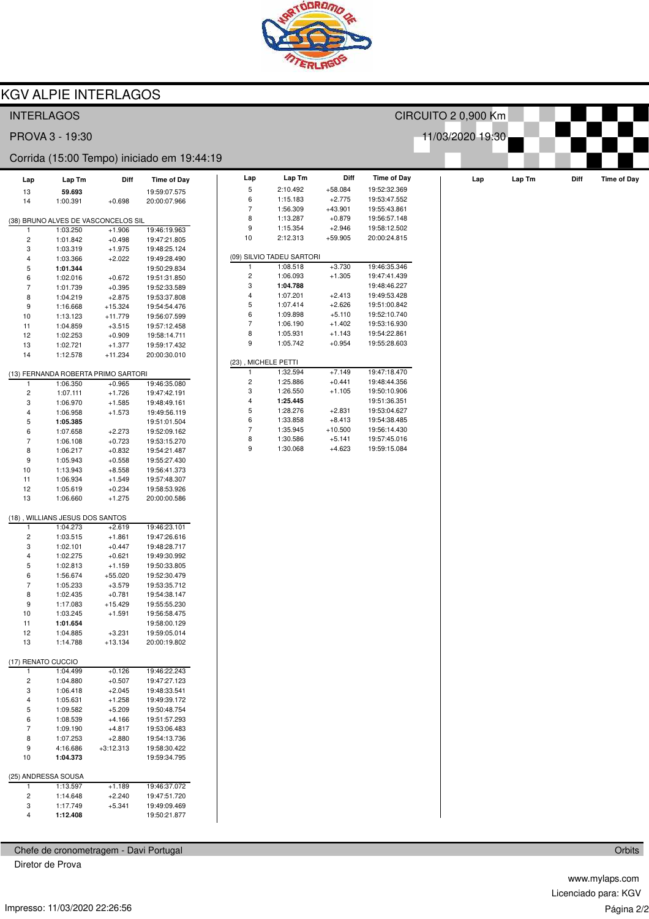# KGV ALPIE INTERLAGOS

INTERLAGOS — CIRCUITO 2 0,900 Km

PROVA 3 - 19:30 — 11/03/2020 19:30

Corrida (15:00 Tempo) iniciado em 19:44:19

| Lap | Lap Tm | Diff | Time of Day |
|---|---|---|---|
| 13 | **59.693** | | 19:59:07.575 |
| 14 | 1:00.391 | +0.698 | 20:00:07.966 |

(38) BRUNO ALVES DE VASCONCELOS SIL

| Lap | Lap Tm | Diff | Time of Day |
|---|---|---|---|
| 1 | 1:03.250 | +1.906 | 19:46:19.963 |
| 2 | 1:01.842 | +0.498 | 19:47:21.805 |
| 3 | 1:03.319 | +1.975 | 19:48:25.124 |
| 4 | 1:03.366 | +2.022 | 19:49:28.490 |
| 5 | **1:01.344** | | 19:50:29.834 |
| 6 | 1:02.016 | +0.672 | 19:51:31.850 |
| 7 | 1:01.739 | +0.395 | 19:52:33.589 |
| 8 | 1:04.219 | +2.875 | 19:53:37.808 |
| 9 | 1:16.668 | +15.324 | 19:54:54.476 |
| 10 | 1:13.123 | +11.779 | 19:56:07.599 |
| 11 | 1:04.859 | +3.515 | 19:57:12.458 |
| 12 | 1:02.253 | +0.909 | 19:58:14.711 |
| 13 | 1:02.721 | +1.377 | 19:59:17.432 |
| 14 | 1:12.578 | +11.234 | 20:00:30.010 |

(13) FERNANDA ROBERTA PRIMO SARTORI

| Lap | Lap Tm | Diff | Time of Day |
|---|---|---|---|
| 1 | 1:06.350 | +0.965 | 19:46:35.080 |
| 2 | 1:07.111 | +1.726 | 19:47:42.191 |
| 3 | 1:06.970 | +1.585 | 19:48:49.161 |
| 4 | 1:06.958 | +1.573 | 19:49:56.119 |
| 5 | **1:05.385** | | 19:51:01.504 |
| 6 | 1:07.658 | +2.273 | 19:52:09.162 |
| 7 | 1:06.108 | +0.723 | 19:53:15.270 |
| 8 | 1:06.217 | +0.832 | 19:54:21.487 |
| 9 | 1:05.943 | +0.558 | 19:55:27.430 |
| 10 | 1:13.943 | +8.558 | 19:56:41.373 |
| 11 | 1:06.934 | +1.549 | 19:57:48.307 |
| 12 | 1:05.619 | +0.234 | 19:58:53.926 |
| 13 | 1:06.660 | +1.275 | 20:00:00.586 |

(18) , WILLIANS JESUS DOS SANTOS

| Lap | Lap Tm | Diff | Time of Day |
|---|---|---|---|
| 1 | 1:04.273 | +2.619 | 19:46:23.101 |
| 2 | 1:03.515 | +1.861 | 19:47:26.616 |
| 3 | 1:02.101 | +0.447 | 19:48:28.717 |
| 4 | 1:02.275 | +0.621 | 19:49:30.992 |
| 5 | 1:02.813 | +1.159 | 19:50:33.805 |
| 6 | 1:56.674 | +55.020 | 19:52:30.479 |
| 7 | 1:05.233 | +3.579 | 19:53:35.712 |
| 8 | 1:02.435 | +0.781 | 19:54:38.147 |
| 9 | 1:17.083 | +15.429 | 19:55:55.230 |
| 10 | 1:03.245 | +1.591 | 19:56:58.475 |
| 11 | **1:01.654** | | 19:58:00.129 |
| 12 | 1:04.885 | +3.231 | 19:59:05.014 |
| 13 | 1:14.788 | +13.134 | 20:00:19.802 |

(17) RENATO CUCCIO

| Lap | Lap Tm | Diff | Time of Day |
|---|---|---|---|
| 1 | 1:04.499 | +0.126 | 19:46:22.243 |
| 2 | 1:04.880 | +0.507 | 19:47:27.123 |
| 3 | 1:06.418 | +2.045 | 19:48:33.541 |
| 4 | 1:05.631 | +1.258 | 19:49:39.172 |
| 5 | 1:09.582 | +5.209 | 19:50:48.754 |
| 6 | 1:08.539 | +4.166 | 19:51:57.293 |
| 7 | 1:09.190 | +4.817 | 19:53:06.483 |
| 8 | 1:07.253 | +2.880 | 19:54:13.736 |
| 9 | 4:16.686 | +3:12.313 | 19:58:30.422 |
| 10 | **1:04.373** | | 19:59:34.795 |

(25) ANDRESSA SOUSA

| Lap | Lap Tm | Diff | Time of Day |
|---|---|---|---|
| 1 | 1:13.597 | +1.189 | 19:46:37.072 |
| 2 | 1:14.648 | +2.240 | 19:47:51.720 |
| 3 | 1:17.749 | +5.341 | 19:49:09.469 |
| 4 | **1:12.408** | | 19:50:21.877 |
| 5 | 2:10.492 | +58.084 | 19:52:32.369 |
| 6 | 1:15.183 | +2.775 | 19:53:47.552 |
| 7 | 1:56.309 | +43.901 | 19:55:43.861 |
| 8 | 1:13.287 | +0.879 | 19:56:57.148 |
| 9 | 1:15.354 | +2.946 | 19:58:12.502 |
| 10 | 2:12.313 | +59.905 | 20:00:24.815 |

(09) SILVIO TADEU SARTORI

| Lap | Lap Tm | Diff | Time of Day |
|---|---|---|---|
| 1 | 1:08.518 | +3.730 | 19:46:35.346 |
| 2 | 1:06.093 | +1.305 | 19:47:41.439 |
| 3 | **1:04.788** | | 19:48:46.227 |
| 4 | 1:07.201 | +2.413 | 19:49:53.428 |
| 5 | 1:07.414 | +2.626 | 19:51:00.842 |
| 6 | 1:09.898 | +5.110 | 19:52:10.740 |
| 7 | 1:06.190 | +1.402 | 19:53:16.930 |
| 8 | 1:05.931 | +1.143 | 19:54:22.861 |
| 9 | 1:05.742 | +0.954 | 19:55:28.603 |

(23) , MICHELE PETTI

| Lap | Lap Tm | Diff | Time of Day |
|---|---|---|---|
| 1 | 1:32.594 | +7.149 | 19:47:18.470 |
| 2 | 1:25.886 | +0.441 | 19:48:44.356 |
| 3 | 1:26.550 | +1.105 | 19:50:10.906 |
| 4 | **1:25.445** | | 19:51:36.351 |
| 5 | 1:28.276 | +2.831 | 19:53:04.627 |
| 6 | 1:33.858 | +8.413 | 19:54:38.485 |
| 7 | 1:35.945 | +10.500 | 19:56:14.430 |
| 8 | 1:30.586 | +5.141 | 19:57:45.016 |
| 9 | 1:30.068 | +4.623 | 19:59:15.084 |

Chefe de cronometragem - Davi Portugal — Orbits

Diretor de Prova

www.mylaps.com

Licenciado para: KGV

Impresso: 11/03/2020 22:26:56